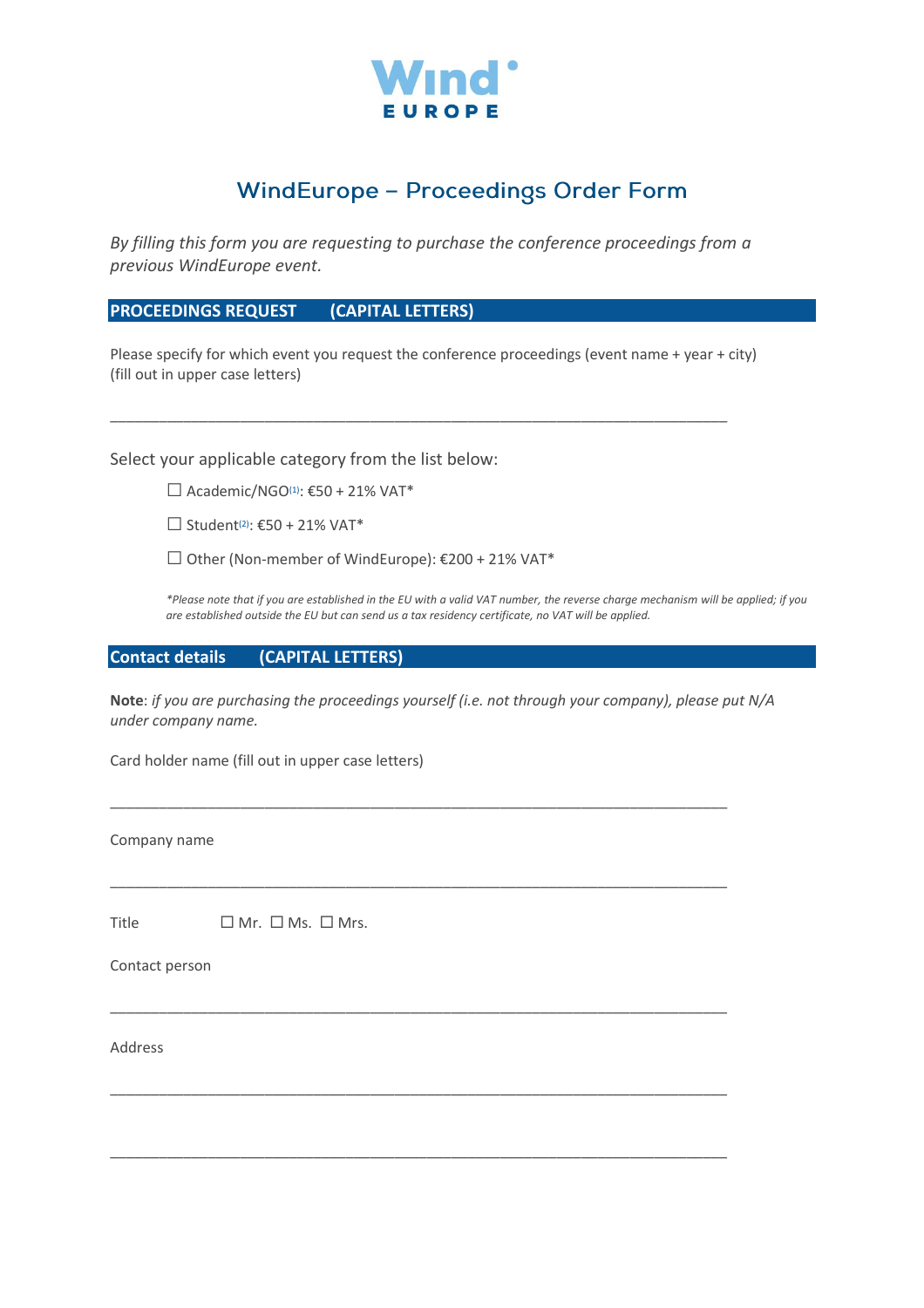# WindEurope – Proceedings Order Form

*By filling this form you are requesting to purchase the conference proceedings from a previous WindEurope event.*

## PROCEEDINGS REQUEST (CAPITAL LETTERS)

Please specify for which event you request the conference proceedings (event name + year + city) (fill out in upper case letters)

_______________________________________________________________________________

Select your applicable category from the list below:

- ☐ Academic/NGO[(1)]: €50 + 21% VAT*
- ☐ Student[(2)]: €50 + 21% VAT*
- ☐ Other (Non-member of WindEurope): €200 + 21% VAT*

*\*Please note that if you are established in the EU with a valid VAT number, the reverse charge mechanism will be applied; if you are established outside the EU but can send us a tax residency certificate, no VAT will be applied.*

## Contact details (CAPITAL LETTERS)

**Note**: *if you are purchasing the proceedings yourself (i.e. not through your company), please put N/A under company name.*

Card holder name (fill out in upper case letters)

_______________________________________________________________________________

Company name

_______________________________________________________________________________

Title ☐ Mr. ☐ Ms. ☐ Mrs.

Contact person

_______________________________________________________________________________

Address

_______________________________________________________________________________

_______________________________________________________________________________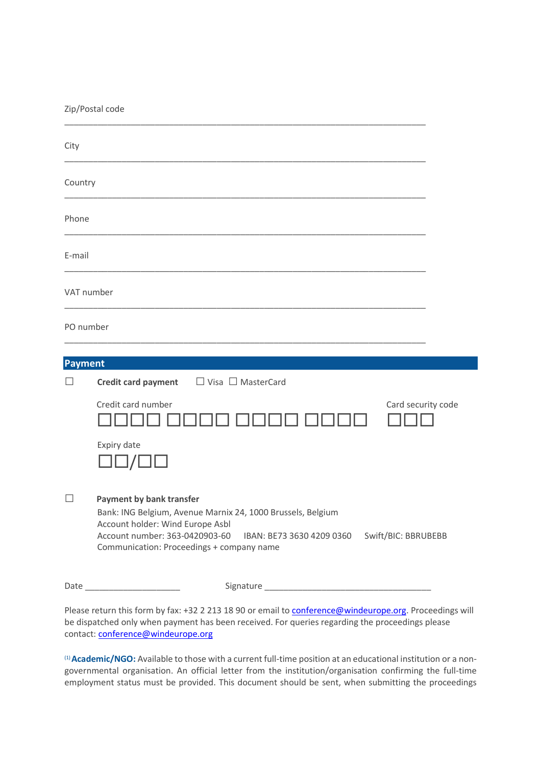Zip/Postal code

\_\_\_\_\_\_\_\_\_\_\_\_\_\_\_\_\_\_\_\_\_\_\_\_\_\_\_\_\_\_\_\_\_\_\_\_\_\_\_\_\_\_\_\_\_\_\_\_\_\_\_\_\_\_\_\_\_\_\_\_\_\_\_\_\_\_\_\_\_\_

City

\_\_\_\_\_\_\_\_\_\_\_\_\_\_\_\_\_\_\_\_\_\_\_\_\_\_\_\_\_\_\_\_\_\_\_\_\_\_\_\_\_\_\_\_\_\_\_\_\_\_\_\_\_\_\_\_\_\_\_\_\_\_\_\_\_\_\_\_\_\_

Country

\_\_\_\_\_\_\_\_\_\_\_\_\_\_\_\_\_\_\_\_\_\_\_\_\_\_\_\_\_\_\_\_\_\_\_\_\_\_\_\_\_\_\_\_\_\_\_\_\_\_\_\_\_\_\_\_\_\_\_\_\_\_\_\_\_\_\_\_\_\_

Phone

\_\_\_\_\_\_\_\_\_\_\_\_\_\_\_\_\_\_\_\_\_\_\_\_\_\_\_\_\_\_\_\_\_\_\_\_\_\_\_\_\_\_\_\_\_\_\_\_\_\_\_\_\_\_\_\_\_\_\_\_\_\_\_\_\_\_\_\_\_\_

E-mail

\_\_\_\_\_\_\_\_\_\_\_\_\_\_\_\_\_\_\_\_\_\_\_\_\_\_\_\_\_\_\_\_\_\_\_\_\_\_\_\_\_\_\_\_\_\_\_\_\_\_\_\_\_\_\_\_\_\_\_\_\_\_\_\_\_\_\_\_\_\_

VAT number

\_\_\_\_\_\_\_\_\_\_\_\_\_\_\_\_\_\_\_\_\_\_\_\_\_\_\_\_\_\_\_\_\_\_\_\_\_\_\_\_\_\_\_\_\_\_\_\_\_\_\_\_\_\_\_\_\_\_\_\_\_\_\_\_\_\_\_\_\_\_

PO number

\_\_\_\_\_\_\_\_\_\_\_\_\_\_\_\_\_\_\_\_\_\_\_\_\_\_\_\_\_\_\_\_\_\_\_\_\_\_\_\_\_\_\_\_\_\_\_\_\_\_\_\_\_\_\_\_\_\_\_\_\_\_\_\_\_\_\_\_\_\_

## Payment

☐ **Credit card payment** ☐ Visa ☐ MasterCard

Credit card number ☐☐☐☐ ☐☐☐☐ ☐☐☐☐ ☐☐☐☐

Card security code ☐☐☐

Expiry date ☐☐/☐☐

☐ **Payment by bank transfer**

Bank: ING Belgium, Avenue Marnix 24, 1000 Brussels, Belgium
Account holder: Wind Europe Asbl
Account number: 363-0420903-60 IBAN: BE73 3630 4209 0360 Swift/BIC: BBRUBEBB
Communication: Proceedings + company name

Date \_\_\_\_\_\_\_\_\_\_\_\_\_\_\_\_\_\_\_\_ Signature \_\_\_\_\_\_\_\_\_\_\_\_\_\_\_\_\_\_\_\_\_\_\_\_\_\_\_\_\_\_\_\_\_\_\_\_

Please return this form by fax: +32 2 213 18 90 or email to conference@windeurope.org. Proceedings will be dispatched only when payment has been received. For queries regarding the proceedings please contact: conference@windeurope.org

[1] **Academic/NGO:** Available to those with a current full-time position at an educational institution or a non-governmental organisation. An official letter from the institution/organisation confirming the full-time employment status must be provided. This document should be sent, when submitting the proceedings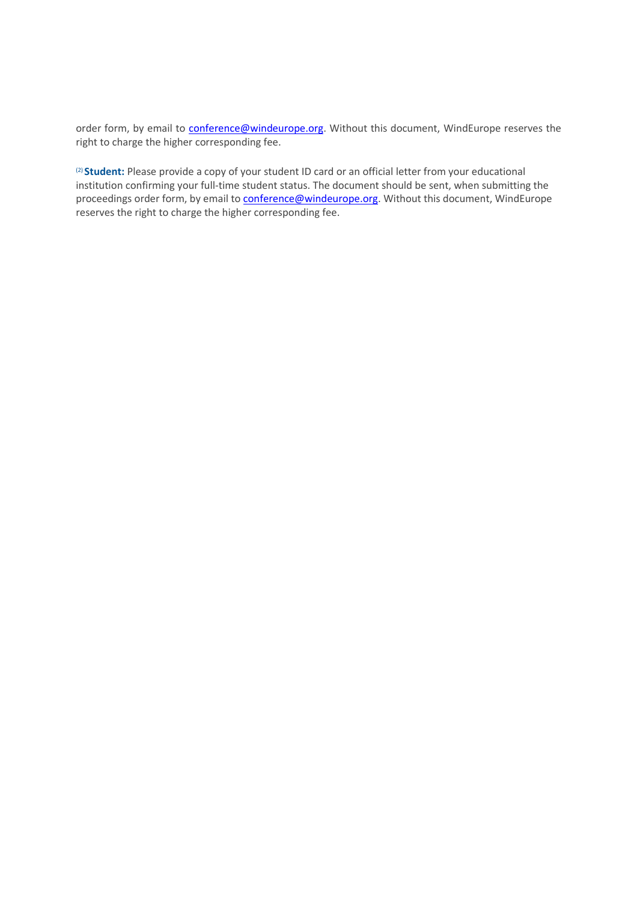order form, by email to conference@windeurope.org. Without this document, WindEurope reserves the right to charge the higher corresponding fee.

[2] **Student:** Please provide a copy of your student ID card or an official letter from your educational institution confirming your full-time student status. The document should be sent, when submitting the proceedings order form, by email to conference@windeurope.org. Without this document, WindEurope reserves the right to charge the higher corresponding fee.